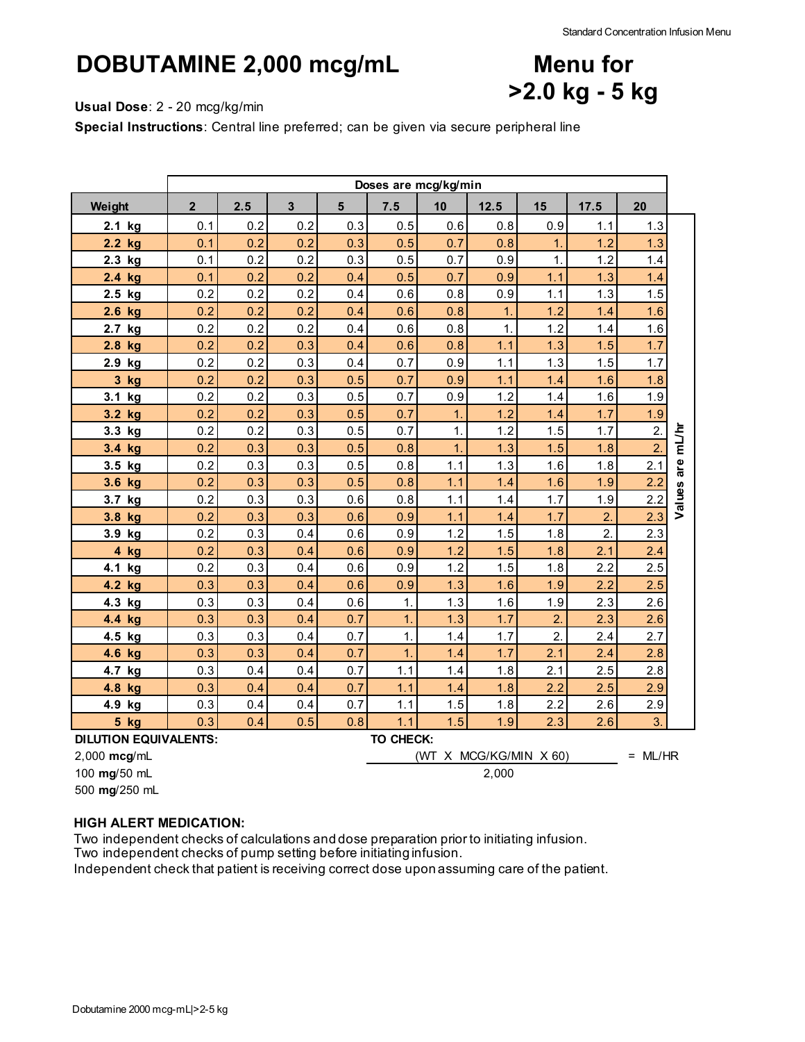# DOBUTAMINE 2,000 mcg/mL

# Menu for >2.0 kg - 5 kg

**Usual Dose**: 2 - 20 mcg/kg/min

**Special Instructions**: Central line preferred; can be given via secure peripheral line

| | Doses are mcg/kg/min | | | | | | | | | |
|---|---|---|---|---|---|---|---|---|---|---|
| **Weight** | **2** | **2.5** | **3** | **5** | **7.5** | **10** | **12.5** | **15** | **17.5** | **20** |
| **2.1 kg** | 0.1 | 0.2 | 0.2 | 0.3 | 0.5 | 0.6 | 0.8 | 0.9 | 1.1 | 1.3 |
| **2.2 kg** | 0.1 | 0.2 | 0.2 | 0.3 | 0.5 | 0.7 | 0.8 | 1. | 1.2 | 1.3 |
| **2.3 kg** | 0.1 | 0.2 | 0.2 | 0.3 | 0.5 | 0.7 | 0.9 | 1. | 1.2 | 1.4 |
| **2.4 kg** | 0.1 | 0.2 | 0.2 | 0.4 | 0.5 | 0.7 | 0.9 | 1.1 | 1.3 | 1.4 |
| **2.5 kg** | 0.2 | 0.2 | 0.2 | 0.4 | 0.6 | 0.8 | 0.9 | 1.1 | 1.3 | 1.5 |
| **2.6 kg** | 0.2 | 0.2 | 0.2 | 0.4 | 0.6 | 0.8 | 1. | 1.2 | 1.4 | 1.6 |
| **2.7 kg** | 0.2 | 0.2 | 0.2 | 0.4 | 0.6 | 0.8 | 1. | 1.2 | 1.4 | 1.6 |
| **2.8 kg** | 0.2 | 0.2 | 0.3 | 0.4 | 0.6 | 0.8 | 1.1 | 1.3 | 1.5 | 1.7 |
| **2.9 kg** | 0.2 | 0.2 | 0.3 | 0.4 | 0.7 | 0.9 | 1.1 | 1.3 | 1.5 | 1.7 |
| **3 kg** | 0.2 | 0.2 | 0.3 | 0.5 | 0.7 | 0.9 | 1.1 | 1.4 | 1.6 | 1.8 |
| **3.1 kg** | 0.2 | 0.2 | 0.3 | 0.5 | 0.7 | 0.9 | 1.2 | 1.4 | 1.6 | 1.9 |
| **3.2 kg** | 0.2 | 0.2 | 0.3 | 0.5 | 0.7 | 1. | 1.2 | 1.4 | 1.7 | 1.9 |
| **3.3 kg** | 0.2 | 0.2 | 0.3 | 0.5 | 0.7 | 1. | 1.2 | 1.5 | 1.7 | 2. |
| **3.4 kg** | 0.2 | 0.3 | 0.3 | 0.5 | 0.8 | 1. | 1.3 | 1.5 | 1.8 | 2. |
| **3.5 kg** | 0.2 | 0.3 | 0.3 | 0.5 | 0.8 | 1.1 | 1.3 | 1.6 | 1.8 | 2.1 |
| **3.6 kg** | 0.2 | 0.3 | 0.3 | 0.5 | 0.8 | 1.1 | 1.4 | 1.6 | 1.9 | 2.2 |
| **3.7 kg** | 0.2 | 0.3 | 0.3 | 0.6 | 0.8 | 1.1 | 1.4 | 1.7 | 1.9 | 2.2 |
| **3.8 kg** | 0.2 | 0.3 | 0.3 | 0.6 | 0.9 | 1.1 | 1.4 | 1.7 | 2. | 2.3 |
| **3.9 kg** | 0.2 | 0.3 | 0.4 | 0.6 | 0.9 | 1.2 | 1.5 | 1.8 | 2. | 2.3 |
| **4 kg** | 0.2 | 0.3 | 0.4 | 0.6 | 0.9 | 1.2 | 1.5 | 1.8 | 2.1 | 2.4 |
| **4.1 kg** | 0.2 | 0.3 | 0.4 | 0.6 | 0.9 | 1.2 | 1.5 | 1.8 | 2.2 | 2.5 |
| **4.2 kg** | 0.3 | 0.3 | 0.4 | 0.6 | 0.9 | 1.3 | 1.6 | 1.9 | 2.2 | 2.5 |
| **4.3 kg** | 0.3 | 0.3 | 0.4 | 0.6 | 1. | 1.3 | 1.6 | 1.9 | 2.3 | 2.6 |
| **4.4 kg** | 0.3 | 0.3 | 0.4 | 0.7 | 1. | 1.3 | 1.7 | 2. | 2.3 | 2.6 |
| **4.5 kg** | 0.3 | 0.3 | 0.4 | 0.7 | 1. | 1.4 | 1.7 | 2. | 2.4 | 2.7 |
| **4.6 kg** | 0.3 | 0.3 | 0.4 | 0.7 | 1. | 1.4 | 1.7 | 2.1 | 2.4 | 2.8 |
| **4.7 kg** | 0.3 | 0.4 | 0.4 | 0.7 | 1.1 | 1.4 | 1.8 | 2.1 | 2.5 | 2.8 |
| **4.8 kg** | 0.3 | 0.4 | 0.4 | 0.7 | 1.1 | 1.4 | 1.8 | 2.2 | 2.5 | 2.9 |
| **4.9 kg** | 0.3 | 0.4 | 0.4 | 0.7 | 1.1 | 1.5 | 1.8 | 2.2 | 2.6 | 2.9 |
| **5 kg** | 0.3 | 0.4 | 0.5 | 0.8 | 1.1 | 1.5 | 1.9 | 2.3 | 2.6 | 3. |

Values are mL/hr

**DILUTION EQUIVALENTS:**

2,000 **mcg**/mL
100 **mg**/50 mL
500 **mg**/250 mL

**TO CHECK:**

$$\frac{\text{(WT X MCG/KG/MIN X 60)}}{2{,}000} = \text{ML/HR}$$

**HIGH ALERT MEDICATION:**

Two independent checks of calculations and dose preparation prior to initiating infusion.
Two independent checks of pump setting before initiating infusion.
Independent check that patient is receiving correct dose upon assuming care of the patient.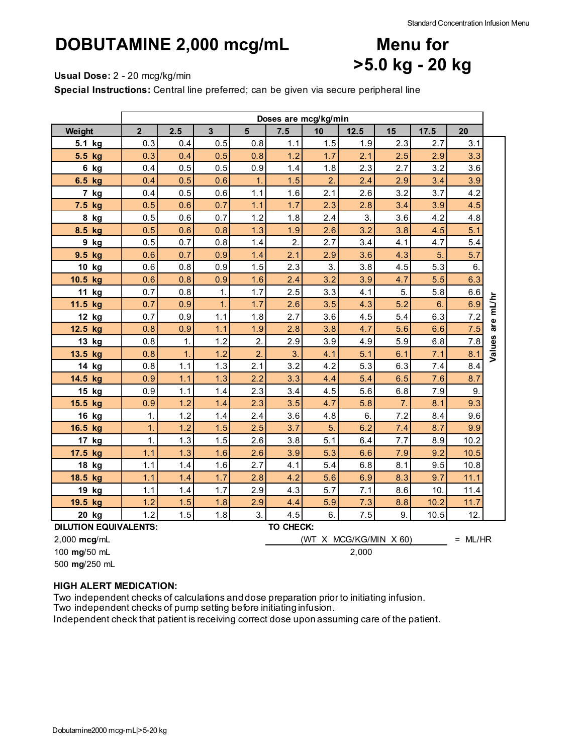# DOBUTAMINE 2,000 mcg/mL

# Menu for >5.0 kg - 20 kg

**Usual Dose:** 2 - 20 mcg/kg/min

**Special Instructions:** Central line preferred; can be given via secure peripheral line

| | Doses are mcg/kg/min | | | | | | | | | |
|---|---|---|---|---|---|---|---|---|---|---|
| **Weight** | **2** | **2.5** | **3** | **5** | **7.5** | **10** | **12.5** | **15** | **17.5** | **20** |
| **5.1 kg** | 0.3 | 0.4 | 0.5 | 0.8 | 1.1 | 1.5 | 1.9 | 2.3 | 2.7 | 3.1 |
| **5.5 kg** | 0.3 | 0.4 | 0.5 | 0.8 | 1.2 | 1.7 | 2.1 | 2.5 | 2.9 | 3.3 |
| **6 kg** | 0.4 | 0.5 | 0.5 | 0.9 | 1.4 | 1.8 | 2.3 | 2.7 | 3.2 | 3.6 |
| **6.5 kg** | 0.4 | 0.5 | 0.6 | 1. | 1.5 | 2. | 2.4 | 2.9 | 3.4 | 3.9 |
| **7 kg** | 0.4 | 0.5 | 0.6 | 1.1 | 1.6 | 2.1 | 2.6 | 3.2 | 3.7 | 4.2 |
| **7.5 kg** | 0.5 | 0.6 | 0.7 | 1.1 | 1.7 | 2.3 | 2.8 | 3.4 | 3.9 | 4.5 |
| **8 kg** | 0.5 | 0.6 | 0.7 | 1.2 | 1.8 | 2.4 | 3. | 3.6 | 4.2 | 4.8 |
| **8.5 kg** | 0.5 | 0.6 | 0.8 | 1.3 | 1.9 | 2.6 | 3.2 | 3.8 | 4.5 | 5.1 |
| **9 kg** | 0.5 | 0.7 | 0.8 | 1.4 | 2. | 2.7 | 3.4 | 4.1 | 4.7 | 5.4 |
| **9.5 kg** | 0.6 | 0.7 | 0.9 | 1.4 | 2.1 | 2.9 | 3.6 | 4.3 | 5. | 5.7 |
| **10 kg** | 0.6 | 0.8 | 0.9 | 1.5 | 2.3 | 3. | 3.8 | 4.5 | 5.3 | 6. |
| **10.5 kg** | 0.6 | 0.8 | 0.9 | 1.6 | 2.4 | 3.2 | 3.9 | 4.7 | 5.5 | 6.3 |
| **11 kg** | 0.7 | 0.8 | 1. | 1.7 | 2.5 | 3.3 | 4.1 | 5. | 5.8 | 6.6 |
| **11.5 kg** | 0.7 | 0.9 | 1. | 1.7 | 2.6 | 3.5 | 4.3 | 5.2 | 6. | 6.9 |
| **12 kg** | 0.7 | 0.9 | 1.1 | 1.8 | 2.7 | 3.6 | 4.5 | 5.4 | 6.3 | 7.2 |
| **12.5 kg** | 0.8 | 0.9 | 1.1 | 1.9 | 2.8 | 3.8 | 4.7 | 5.6 | 6.6 | 7.5 |
| **13 kg** | 0.8 | 1. | 1.2 | 2. | 2.9 | 3.9 | 4.9 | 5.9 | 6.8 | 7.8 |
| **13.5 kg** | 0.8 | 1. | 1.2 | 2. | 3. | 4.1 | 5.1 | 6.1 | 7.1 | 8.1 |
| **14 kg** | 0.8 | 1.1 | 1.3 | 2.1 | 3.2 | 4.2 | 5.3 | 6.3 | 7.4 | 8.4 |
| **14.5 kg** | 0.9 | 1.1 | 1.3 | 2.2 | 3.3 | 4.4 | 5.4 | 6.5 | 7.6 | 8.7 |
| **15 kg** | 0.9 | 1.1 | 1.4 | 2.3 | 3.4 | 4.5 | 5.6 | 6.8 | 7.9 | 9. |
| **15.5 kg** | 0.9 | 1.2 | 1.4 | 2.3 | 3.5 | 4.7 | 5.8 | 7. | 8.1 | 9.3 |
| **16 kg** | 1. | 1.2 | 1.4 | 2.4 | 3.6 | 4.8 | 6. | 7.2 | 8.4 | 9.6 |
| **16.5 kg** | 1. | 1.2 | 1.5 | 2.5 | 3.7 | 5. | 6.2 | 7.4 | 8.7 | 9.9 |
| **17 kg** | 1. | 1.3 | 1.5 | 2.6 | 3.8 | 5.1 | 6.4 | 7.7 | 8.9 | 10.2 |
| **17.5 kg** | 1.1 | 1.3 | 1.6 | 2.6 | 3.9 | 5.3 | 6.6 | 7.9 | 9.2 | 10.5 |
| **18 kg** | 1.1 | 1.4 | 1.6 | 2.7 | 4.1 | 5.4 | 6.8 | 8.1 | 9.5 | 10.8 |
| **18.5 kg** | 1.1 | 1.4 | 1.7 | 2.8 | 4.2 | 5.6 | 6.9 | 8.3 | 9.7 | 11.1 |
| **19 kg** | 1.1 | 1.4 | 1.7 | 2.9 | 4.3 | 5.7 | 7.1 | 8.6 | 10. | 11.4 |
| **19.5 kg** | 1.2 | 1.5 | 1.8 | 2.9 | 4.4 | 5.9 | 7.3 | 8.8 | 10.2 | 11.7 |
| **20 kg** | 1.2 | 1.5 | 1.8 | 3. | 4.5 | 6. | 7.5 | 9. | 10.5 | 12. |

Values are mL/hr

**DILUTION EQUIVALENTS:**

2,000 **mcg**/mL

100 **mg**/50 mL

500 **mg**/250 mL

**TO CHECK:**

$$\frac{(\text{WT X MCG/KG/MIN X 60})}{2{,}000} = \text{ML/HR}$$

**HIGH ALERT MEDICATION:**

Two independent checks of calculations and dose preparation prior to initiating infusion.
Two independent checks of pump setting before initiating infusion.
Independent check that patient is receiving correct dose upon assuming care of the patient.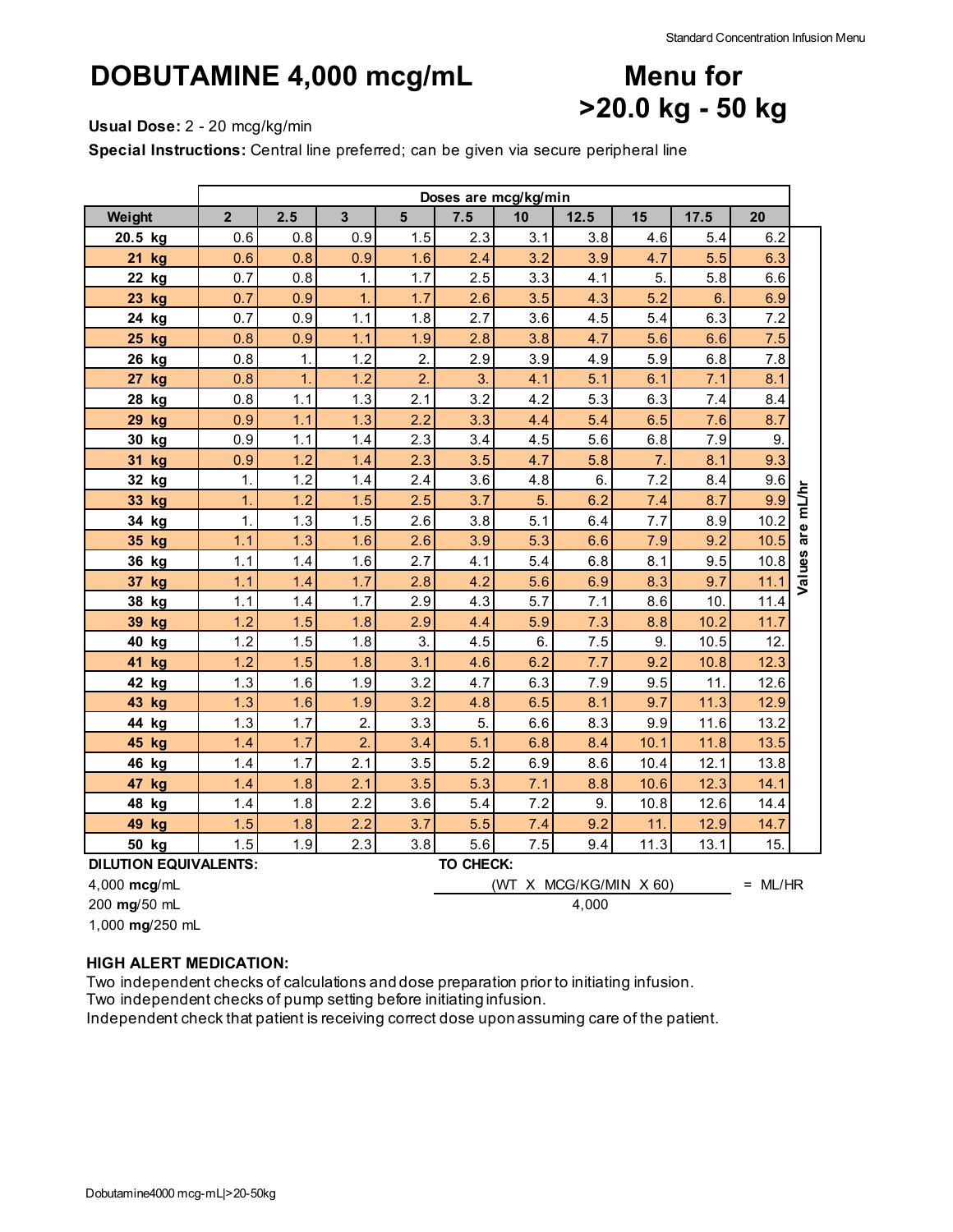# DOBUTAMINE 4,000 mcg/mL

# Menu for >20.0 kg - 50 kg

**Usual Dose:** 2 - 20 mcg/kg/min

**Special Instructions:** Central line preferred; can be given via secure peripheral line

| | Doses are mcg/kg/min | | | | | | | | | |
|---|---|---|---|---|---|---|---|---|---|---|
| **Weight** | **2** | **2.5** | **3** | **5** | **7.5** | **10** | **12.5** | **15** | **17.5** | **20** |
| **20.5 kg** | 0.6 | 0.8 | 0.9 | 1.5 | 2.3 | 3.1 | 3.8 | 4.6 | 5.4 | 6.2 |
| **21 kg** | 0.6 | 0.8 | 0.9 | 1.6 | 2.4 | 3.2 | 3.9 | 4.7 | 5.5 | 6.3 |
| **22 kg** | 0.7 | 0.8 | 1. | 1.7 | 2.5 | 3.3 | 4.1 | 5. | 5.8 | 6.6 |
| **23 kg** | 0.7 | 0.9 | 1. | 1.7 | 2.6 | 3.5 | 4.3 | 5.2 | 6. | 6.9 |
| **24 kg** | 0.7 | 0.9 | 1.1 | 1.8 | 2.7 | 3.6 | 4.5 | 5.4 | 6.3 | 7.2 |
| **25 kg** | 0.8 | 0.9 | 1.1 | 1.9 | 2.8 | 3.8 | 4.7 | 5.6 | 6.6 | 7.5 |
| **26 kg** | 0.8 | 1. | 1.2 | 2. | 2.9 | 3.9 | 4.9 | 5.9 | 6.8 | 7.8 |
| **27 kg** | 0.8 | 1. | 1.2 | 2. | 3. | 4.1 | 5.1 | 6.1 | 7.1 | 8.1 |
| **28 kg** | 0.8 | 1.1 | 1.3 | 2.1 | 3.2 | 4.2 | 5.3 | 6.3 | 7.4 | 8.4 |
| **29 kg** | 0.9 | 1.1 | 1.3 | 2.2 | 3.3 | 4.4 | 5.4 | 6.5 | 7.6 | 8.7 |
| **30 kg** | 0.9 | 1.1 | 1.4 | 2.3 | 3.4 | 4.5 | 5.6 | 6.8 | 7.9 | 9. |
| **31 kg** | 0.9 | 1.2 | 1.4 | 2.3 | 3.5 | 4.7 | 5.8 | 7. | 8.1 | 9.3 |
| **32 kg** | 1. | 1.2 | 1.4 | 2.4 | 3.6 | 4.8 | 6. | 7.2 | 8.4 | 9.6 |
| **33 kg** | 1. | 1.2 | 1.5 | 2.5 | 3.7 | 5. | 6.2 | 7.4 | 8.7 | 9.9 |
| **34 kg** | 1. | 1.3 | 1.5 | 2.6 | 3.8 | 5.1 | 6.4 | 7.7 | 8.9 | 10.2 |
| **35 kg** | 1.1 | 1.3 | 1.6 | 2.6 | 3.9 | 5.3 | 6.6 | 7.9 | 9.2 | 10.5 |
| **36 kg** | 1.1 | 1.4 | 1.6 | 2.7 | 4.1 | 5.4 | 6.8 | 8.1 | 9.5 | 10.8 |
| **37 kg** | 1.1 | 1.4 | 1.7 | 2.8 | 4.2 | 5.6 | 6.9 | 8.3 | 9.7 | 11.1 |
| **38 kg** | 1.1 | 1.4 | 1.7 | 2.9 | 4.3 | 5.7 | 7.1 | 8.6 | 10. | 11.4 |
| **39 kg** | 1.2 | 1.5 | 1.8 | 2.9 | 4.4 | 5.9 | 7.3 | 8.8 | 10.2 | 11.7 |
| **40 kg** | 1.2 | 1.5 | 1.8 | 3. | 4.5 | 6. | 7.5 | 9. | 10.5 | 12. |
| **41 kg** | 1.2 | 1.5 | 1.8 | 3.1 | 4.6 | 6.2 | 7.7 | 9.2 | 10.8 | 12.3 |
| **42 kg** | 1.3 | 1.6 | 1.9 | 3.2 | 4.7 | 6.3 | 7.9 | 9.5 | 11. | 12.6 |
| **43 kg** | 1.3 | 1.6 | 1.9 | 3.2 | 4.8 | 6.5 | 8.1 | 9.7 | 11.3 | 12.9 |
| **44 kg** | 1.3 | 1.7 | 2. | 3.3 | 5. | 6.6 | 8.3 | 9.9 | 11.6 | 13.2 |
| **45 kg** | 1.4 | 1.7 | 2. | 3.4 | 5.1 | 6.8 | 8.4 | 10.1 | 11.8 | 13.5 |
| **46 kg** | 1.4 | 1.7 | 2.1 | 3.5 | 5.2 | 6.9 | 8.6 | 10.4 | 12.1 | 13.8 |
| **47 kg** | 1.4 | 1.8 | 2.1 | 3.5 | 5.3 | 7.1 | 8.8 | 10.6 | 12.3 | 14.1 |
| **48 kg** | 1.4 | 1.8 | 2.2 | 3.6 | 5.4 | 7.2 | 9. | 10.8 | 12.6 | 14.4 |
| **49 kg** | 1.5 | 1.8 | 2.2 | 3.7 | 5.5 | 7.4 | 9.2 | 11. | 12.9 | 14.7 |
| **50 kg** | 1.5 | 1.9 | 2.3 | 3.8 | 5.6 | 7.5 | 9.4 | 11.3 | 13.1 | 15. |

Values are mL/hr

**DILUTION EQUIVALENTS:**

4,000 **mcg**/mL
200 **mg**/50 mL
1,000 **mg**/250 mL

**TO CHECK:**

$$\frac{(\text{WT X MCG/KG/MIN X 60})}{4{,}000} = \text{ML/HR}$$

**HIGH ALERT MEDICATION:**

Two independent checks of calculations and dose preparation prior to initiating infusion.
Two independent checks of pump setting before initiating infusion.
Independent check that patient is receiving correct dose upon assuming care of the patient.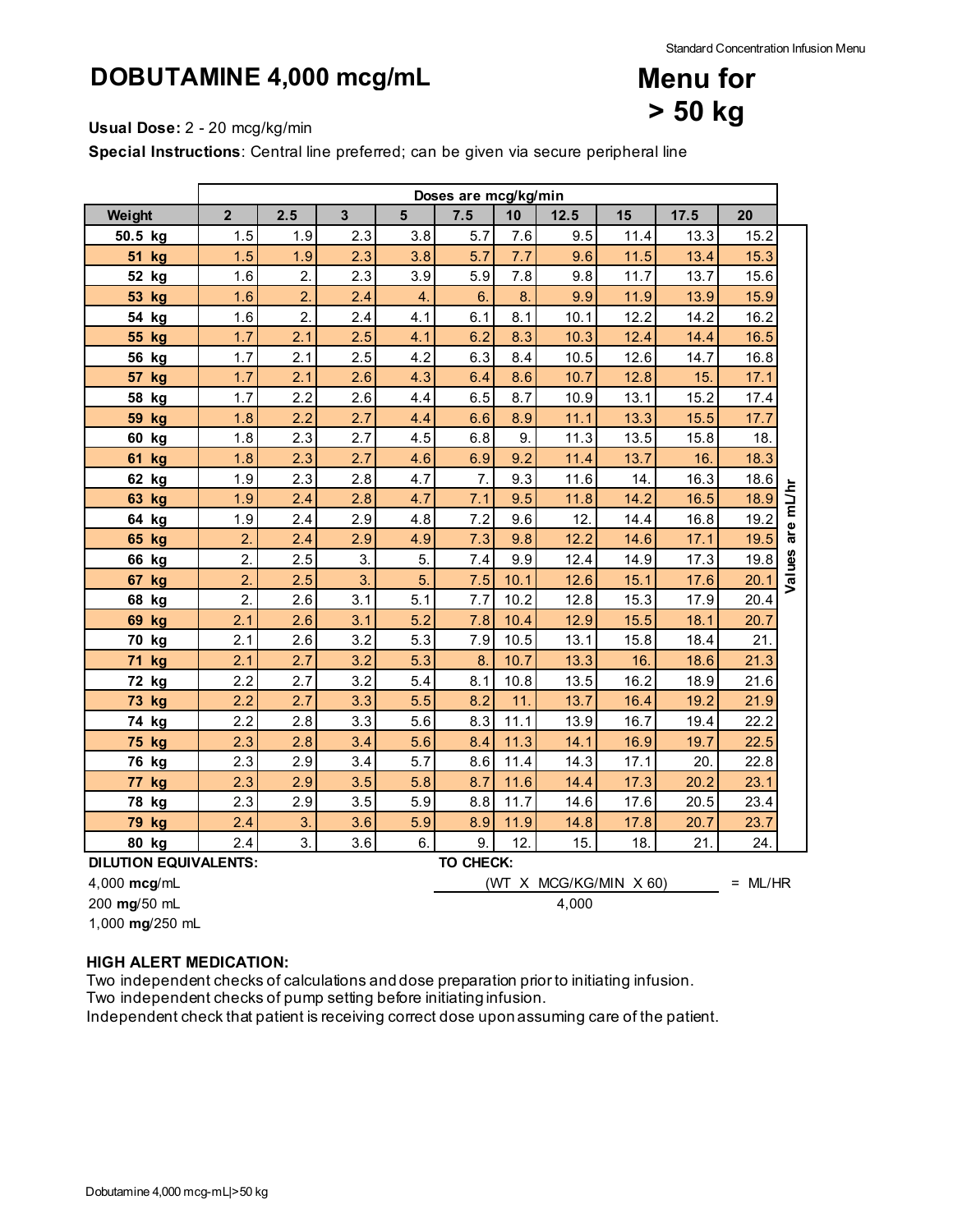Standard Concentration Infusion Menu

# DOBUTAMINE 4,000 mcg/mL

## Menu for > 50 kg

**Usual Dose:** 2 - 20 mcg/kg/min

**Special Instructions**: Central line preferred; can be given via secure peripheral line

| | Doses are mcg/kg/min | | | | | | | | | |
|---|---|---|---|---|---|---|---|---|---|---|
| **Weight** | **2** | **2.5** | **3** | **5** | **7.5** | **10** | **12.5** | **15** | **17.5** | **20** |
| **50.5 kg** | 1.5 | 1.9 | 2.3 | 3.8 | 5.7 | 7.6 | 9.5 | 11.4 | 13.3 | 15.2 |
| **51 kg** | 1.5 | 1.9 | 2.3 | 3.8 | 5.7 | 7.7 | 9.6 | 11.5 | 13.4 | 15.3 |
| **52 kg** | 1.6 | 2. | 2.3 | 3.9 | 5.9 | 7.8 | 9.8 | 11.7 | 13.7 | 15.6 |
| **53 kg** | 1.6 | 2. | 2.4 | 4. | 6. | 8. | 9.9 | 11.9 | 13.9 | 15.9 |
| **54 kg** | 1.6 | 2. | 2.4 | 4.1 | 6.1 | 8.1 | 10.1 | 12.2 | 14.2 | 16.2 |
| **55 kg** | 1.7 | 2.1 | 2.5 | 4.1 | 6.2 | 8.3 | 10.3 | 12.4 | 14.4 | 16.5 |
| **56 kg** | 1.7 | 2.1 | 2.5 | 4.2 | 6.3 | 8.4 | 10.5 | 12.6 | 14.7 | 16.8 |
| **57 kg** | 1.7 | 2.1 | 2.6 | 4.3 | 6.4 | 8.6 | 10.7 | 12.8 | 15. | 17.1 |
| **58 kg** | 1.7 | 2.2 | 2.6 | 4.4 | 6.5 | 8.7 | 10.9 | 13.1 | 15.2 | 17.4 |
| **59 kg** | 1.8 | 2.2 | 2.7 | 4.4 | 6.6 | 8.9 | 11.1 | 13.3 | 15.5 | 17.7 |
| **60 kg** | 1.8 | 2.3 | 2.7 | 4.5 | 6.8 | 9. | 11.3 | 13.5 | 15.8 | 18. |
| **61 kg** | 1.8 | 2.3 | 2.7 | 4.6 | 6.9 | 9.2 | 11.4 | 13.7 | 16. | 18.3 |
| **62 kg** | 1.9 | 2.3 | 2.8 | 4.7 | 7. | 9.3 | 11.6 | 14. | 16.3 | 18.6 |
| **63 kg** | 1.9 | 2.4 | 2.8 | 4.7 | 7.1 | 9.5 | 11.8 | 14.2 | 16.5 | 18.9 |
| **64 kg** | 1.9 | 2.4 | 2.9 | 4.8 | 7.2 | 9.6 | 12. | 14.4 | 16.8 | 19.2 |
| **65 kg** | 2. | 2.4 | 2.9 | 4.9 | 7.3 | 9.8 | 12.2 | 14.6 | 17.1 | 19.5 |
| **66 kg** | 2. | 2.5 | 3. | 5. | 7.4 | 9.9 | 12.4 | 14.9 | 17.3 | 19.8 |
| **67 kg** | 2. | 2.5 | 3. | 5. | 7.5 | 10.1 | 12.6 | 15.1 | 17.6 | 20.1 |
| **68 kg** | 2. | 2.6 | 3.1 | 5.1 | 7.7 | 10.2 | 12.8 | 15.3 | 17.9 | 20.4 |
| **69 kg** | 2.1 | 2.6 | 3.1 | 5.2 | 7.8 | 10.4 | 12.9 | 15.5 | 18.1 | 20.7 |
| **70 kg** | 2.1 | 2.6 | 3.2 | 5.3 | 7.9 | 10.5 | 13.1 | 15.8 | 18.4 | 21. |
| **71 kg** | 2.1 | 2.7 | 3.2 | 5.3 | 8. | 10.7 | 13.3 | 16. | 18.6 | 21.3 |
| **72 kg** | 2.2 | 2.7 | 3.2 | 5.4 | 8.1 | 10.8 | 13.5 | 16.2 | 18.9 | 21.6 |
| **73 kg** | 2.2 | 2.7 | 3.3 | 5.5 | 8.2 | 11. | 13.7 | 16.4 | 19.2 | 21.9 |
| **74 kg** | 2.2 | 2.8 | 3.3 | 5.6 | 8.3 | 11.1 | 13.9 | 16.7 | 19.4 | 22.2 |
| **75 kg** | 2.3 | 2.8 | 3.4 | 5.6 | 8.4 | 11.3 | 14.1 | 16.9 | 19.7 | 22.5 |
| **76 kg** | 2.3 | 2.9 | 3.4 | 5.7 | 8.6 | 11.4 | 14.3 | 17.1 | 20. | 22.8 |
| **77 kg** | 2.3 | 2.9 | 3.5 | 5.8 | 8.7 | 11.6 | 14.4 | 17.3 | 20.2 | 23.1 |
| **78 kg** | 2.3 | 2.9 | 3.5 | 5.9 | 8.8 | 11.7 | 14.6 | 17.6 | 20.5 | 23.4 |
| **79 kg** | 2.4 | 3. | 3.6 | 5.9 | 8.9 | 11.9 | 14.8 | 17.8 | 20.7 | 23.7 |
| **80 kg** | 2.4 | 3. | 3.6 | 6. | 9. | 12. | 15. | 18. | 21. | 24. |

**Values are mL/hr**

**DILUTION EQUIVALENTS:**

4,000 **mcg**/mL

200 **mg**/50 mL

1,000 **mg**/250 mL

**TO CHECK:**

$$\frac{\text{WT} \times \text{MCG/KG/MIN} \times 60}{4{,}000} = \text{ML/HR}$$

**HIGH ALERT MEDICATION:**

Two independent checks of calculations and dose preparation prior to initiating infusion.
Two independent checks of pump setting before initiating infusion.
Independent check that patient is receiving correct dose upon assuming care of the patient.

Dobutamine 4,000 mcg-mL|>50 kg